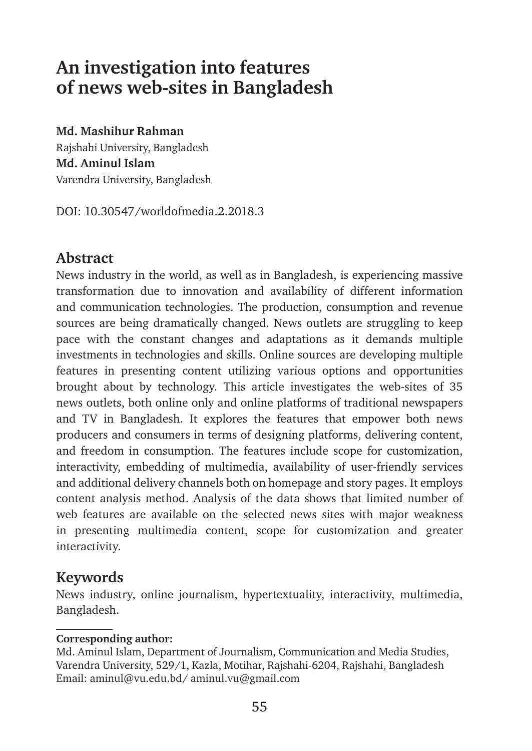# An investigation into features of news web-sites in Bangladesh

**Md. Mashihur Rahman**
Rajshahi University, Bangladesh
**Md. Aminul Islam**
Varendra University, Bangladesh

DOI: 10.30547/worldofmedia.2.2018.3

## Abstract

News industry in the world, as well as in Bangladesh, is experiencing massive transformation due to innovation and availability of different information and communication technologies. The production, consumption and revenue sources are being dramatically changed. News outlets are struggling to keep pace with the constant changes and adaptations as it demands multiple investments in technologies and skills. Online sources are developing multiple features in presenting content utilizing various options and opportunities brought about by technology. This article investigates the web-sites of 35 news outlets, both online only and online platforms of traditional newspapers and TV in Bangladesh. It explores the features that empower both news producers and consumers in terms of designing platforms, delivering content, and freedom in consumption. The features include scope for customization, interactivity, embedding of multimedia, availability of user-friendly services and additional delivery channels both on homepage and story pages. It employs content analysis method. Analysis of the data shows that limited number of web features are available on the selected news sites with major weakness in presenting multimedia content, scope for customization and greater interactivity.

## Keywords

News industry, online journalism, hypertextuality, interactivity, multimedia, Bangladesh.

---

**Corresponding author:**
Md. Aminul Islam, Department of Journalism, Communication and Media Studies, Varendra University, 529/1, Kazla, Motihar, Rajshahi-6204, Rajshahi, Bangladesh
Email: aminul@vu.edu.bd/ aminul.vu@gmail.com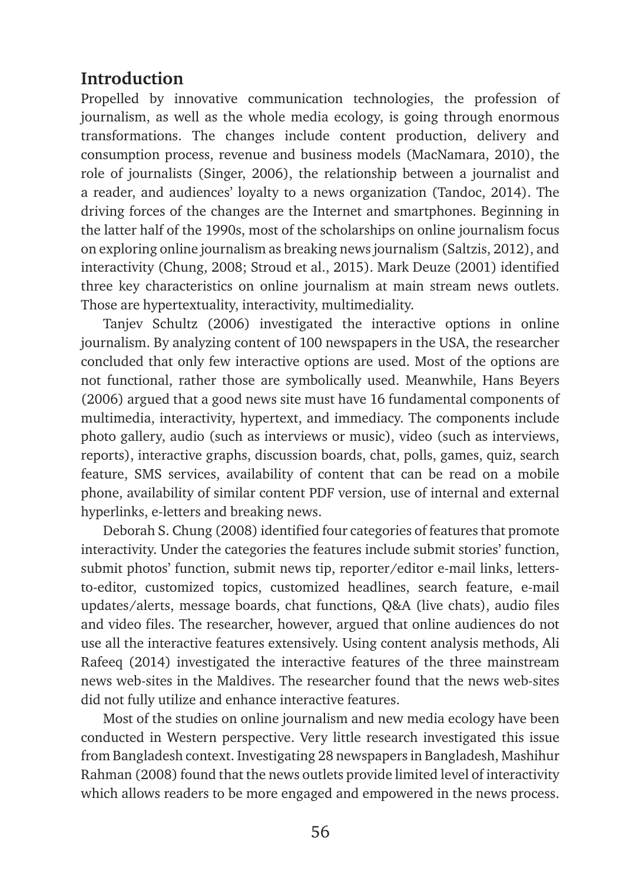## Introduction

Propelled by innovative communication technologies, the profession of journalism, as well as the whole media ecology, is going through enormous transformations. The changes include content production, delivery and consumption process, revenue and business models (MacNamara, 2010), the role of journalists (Singer, 2006), the relationship between a journalist and a reader, and audiences' loyalty to a news organization (Tandoc, 2014). The driving forces of the changes are the Internet and smartphones. Beginning in the latter half of the 1990s, most of the scholarships on online journalism focus on exploring online journalism as breaking news journalism (Saltzis, 2012), and interactivity (Chung, 2008; Stroud et al., 2015). Mark Deuze (2001) identified three key characteristics on online journalism at main stream news outlets. Those are hypertextuality, interactivity, multimediality.

Tanjev Schultz (2006) investigated the interactive options in online journalism. By analyzing content of 100 newspapers in the USA, the researcher concluded that only few interactive options are used. Most of the options are not functional, rather those are symbolically used. Meanwhile, Hans Beyers (2006) argued that a good news site must have 16 fundamental components of multimedia, interactivity, hypertext, and immediacy. The components include photo gallery, audio (such as interviews or music), video (such as interviews, reports), interactive graphs, discussion boards, chat, polls, games, quiz, search feature, SMS services, availability of content that can be read on a mobile phone, availability of similar content PDF version, use of internal and external hyperlinks, e-letters and breaking news.

Deborah S. Chung (2008) identified four categories of features that promote interactivity. Under the categories the features include submit stories' function, submit photos' function, submit news tip, reporter/editor e-mail links, letters-to-editor, customized topics, customized headlines, search feature, e-mail updates/alerts, message boards, chat functions, Q&A (live chats), audio files and video files. The researcher, however, argued that online audiences do not use all the interactive features extensively. Using content analysis methods, Ali Rafeeq (2014) investigated the interactive features of the three mainstream news web-sites in the Maldives. The researcher found that the news web-sites did not fully utilize and enhance interactive features.

Most of the studies on online journalism and new media ecology have been conducted in Western perspective. Very little research investigated this issue from Bangladesh context. Investigating 28 newspapers in Bangladesh, Mashihur Rahman (2008) found that the news outlets provide limited level of interactivity which allows readers to be more engaged and empowered in the news process.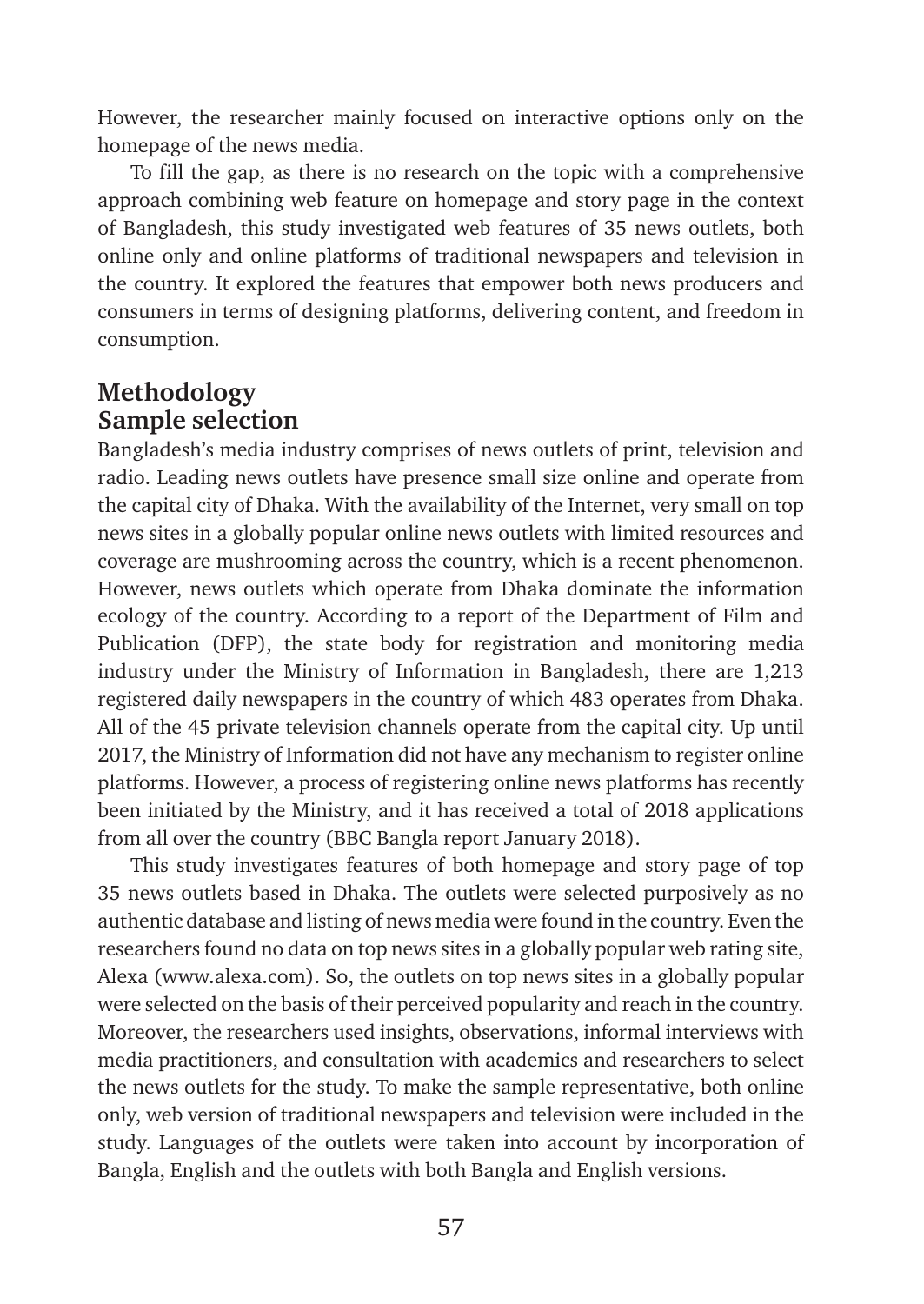However, the researcher mainly focused on interactive options only on the homepage of the news media.

To fill the gap, as there is no research on the topic with a comprehensive approach combining web feature on homepage and story page in the context of Bangladesh, this study investigated web features of 35 news outlets, both online only and online platforms of traditional newspapers and television in the country. It explored the features that empower both news producers and consumers in terms of designing platforms, delivering content, and freedom in consumption.

## Methodology

### Sample selection

Bangladesh's media industry comprises of news outlets of print, television and radio. Leading news outlets have presence small size online and operate from the capital city of Dhaka. With the availability of the Internet, very small on top news sites in a globally popular online news outlets with limited resources and coverage are mushrooming across the country, which is a recent phenomenon. However, news outlets which operate from Dhaka dominate the information ecology of the country. According to a report of the Department of Film and Publication (DFP), the state body for registration and monitoring media industry under the Ministry of Information in Bangladesh, there are 1,213 registered daily newspapers in the country of which 483 operates from Dhaka. All of the 45 private television channels operate from the capital city. Up until 2017, the Ministry of Information did not have any mechanism to register online platforms. However, a process of registering online news platforms has recently been initiated by the Ministry, and it has received a total of 2018 applications from all over the country (BBC Bangla report January 2018).

This study investigates features of both homepage and story page of top 35 news outlets based in Dhaka. The outlets were selected purposively as no authentic database and listing of news media were found in the country. Even the researchers found no data on top news sites in a globally popular web rating site, Alexa (www.alexa.com). So, the outlets on top news sites in a globally popular were selected on the basis of their perceived popularity and reach in the country. Moreover, the researchers used insights, observations, informal interviews with media practitioners, and consultation with academics and researchers to select the news outlets for the study. To make the sample representative, both online only, web version of traditional newspapers and television were included in the study. Languages of the outlets were taken into account by incorporation of Bangla, English and the outlets with both Bangla and English versions.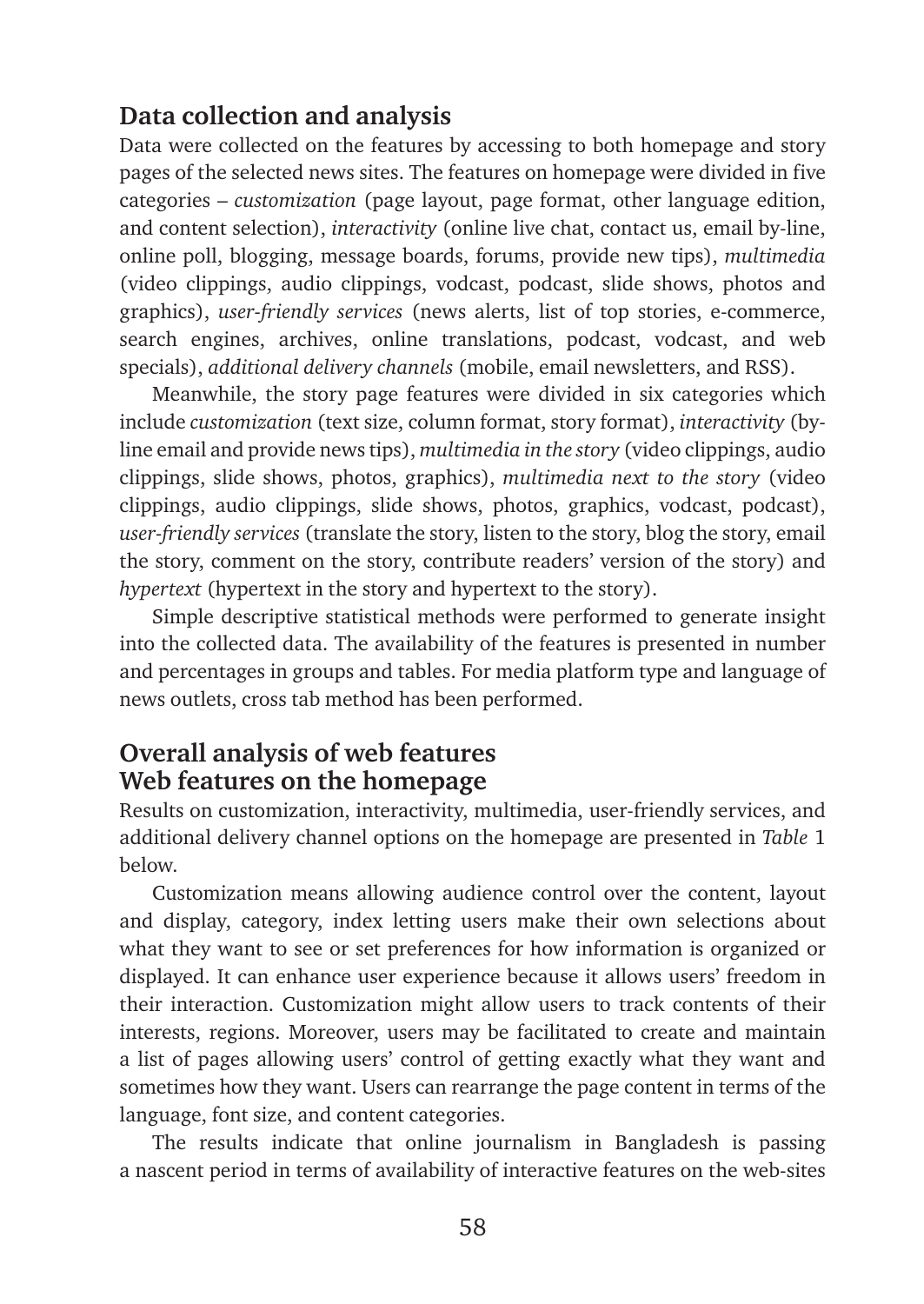## Data collection and analysis

Data were collected on the features by accessing to both homepage and story pages of the selected news sites. The features on homepage were divided in five categories – *customization* (page layout, page format, other language edition, and content selection), *interactivity* (online live chat, contact us, email by-line, online poll, blogging, message boards, forums, provide new tips), *multimedia* (video clippings, audio clippings, vodcast, podcast, slide shows, photos and graphics), *user-friendly services* (news alerts, list of top stories, e-commerce, search engines, archives, online translations, podcast, vodcast, and web specials), *additional delivery channels* (mobile, email newsletters, and RSS).

Meanwhile, the story page features were divided in six categories which include *customization* (text size, column format, story format), *interactivity* (by-line email and provide news tips), *multimedia in the story* (video clippings, audio clippings, slide shows, photos, graphics), *multimedia next to the story* (video clippings, audio clippings, slide shows, photos, graphics, vodcast, podcast), *user-friendly services* (translate the story, listen to the story, blog the story, email the story, comment on the story, contribute readers' version of the story) and *hypertext* (hypertext in the story and hypertext to the story).

Simple descriptive statistical methods were performed to generate insight into the collected data. The availability of the features is presented in number and percentages in groups and tables. For media platform type and language of news outlets, cross tab method has been performed.

## Overall analysis of web features

## Web features on the homepage

Results on customization, interactivity, multimedia, user-friendly services, and additional delivery channel options on the homepage are presented in *Table* 1 below.

Customization means allowing audience control over the content, layout and display, category, index letting users make their own selections about what they want to see or set preferences for how information is organized or displayed. It can enhance user experience because it allows users' freedom in their interaction. Customization might allow users to track contents of their interests, regions. Moreover, users may be facilitated to create and maintain a list of pages allowing users' control of getting exactly what they want and sometimes how they want. Users can rearrange the page content in terms of the language, font size, and content categories.

The results indicate that online journalism in Bangladesh is passing a nascent period in terms of availability of interactive features on the web-sites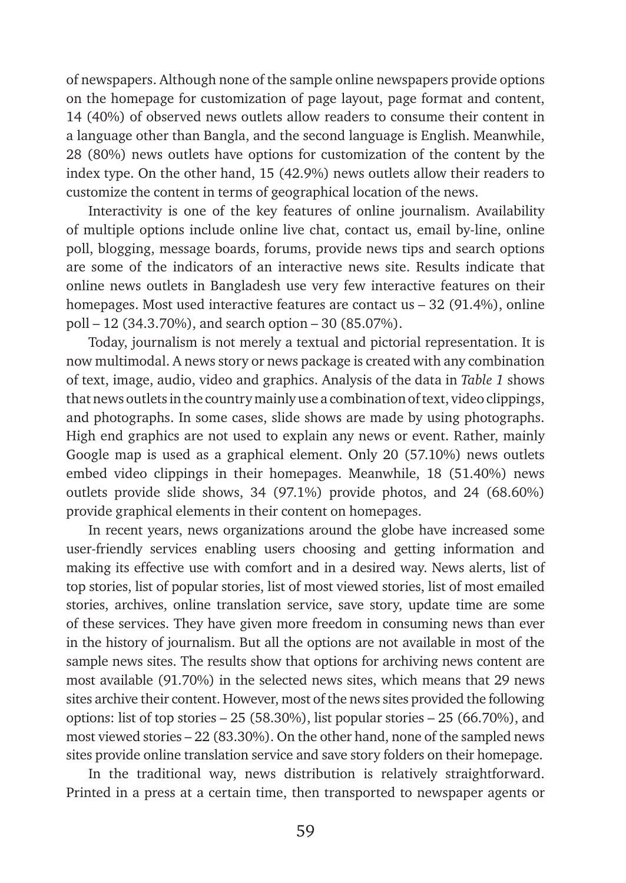of newspapers. Although none of the sample online newspapers provide options on the homepage for customization of page layout, page format and content, 14 (40%) of observed news outlets allow readers to consume their content in a language other than Bangla, and the second language is English. Meanwhile, 28 (80%) news outlets have options for customization of the content by the index type. On the other hand, 15 (42.9%) news outlets allow their readers to customize the content in terms of geographical location of the news.

Interactivity is one of the key features of online journalism. Availability of multiple options include online live chat, contact us, email by-line, online poll, blogging, message boards, forums, provide news tips and search options are some of the indicators of an interactive news site. Results indicate that online news outlets in Bangladesh use very few interactive features on their homepages. Most used interactive features are contact us – 32 (91.4%), online poll – 12 (34.3.70%), and search option – 30 (85.07%).

Today, journalism is not merely a textual and pictorial representation. It is now multimodal. A news story or news package is created with any combination of text, image, audio, video and graphics. Analysis of the data in *Table 1* shows that news outlets in the country mainly use a combination of text, video clippings, and photographs. In some cases, slide shows are made by using photographs. High end graphics are not used to explain any news or event. Rather, mainly Google map is used as a graphical element. Only 20 (57.10%) news outlets embed video clippings in their homepages. Meanwhile, 18 (51.40%) news outlets provide slide shows, 34 (97.1%) provide photos, and 24 (68.60%) provide graphical elements in their content on homepages.

In recent years, news organizations around the globe have increased some user-friendly services enabling users choosing and getting information and making its effective use with comfort and in a desired way. News alerts, list of top stories, list of popular stories, list of most viewed stories, list of most emailed stories, archives, online translation service, save story, update time are some of these services. They have given more freedom in consuming news than ever in the history of journalism. But all the options are not available in most of the sample news sites. The results show that options for archiving news content are most available (91.70%) in the selected news sites, which means that 29 news sites archive their content. However, most of the news sites provided the following options: list of top stories – 25 (58.30%), list popular stories – 25 (66.70%), and most viewed stories – 22 (83.30%). On the other hand, none of the sampled news sites provide online translation service and save story folders on their homepage.

In the traditional way, news distribution is relatively straightforward. Printed in a press at a certain time, then transported to newspaper agents or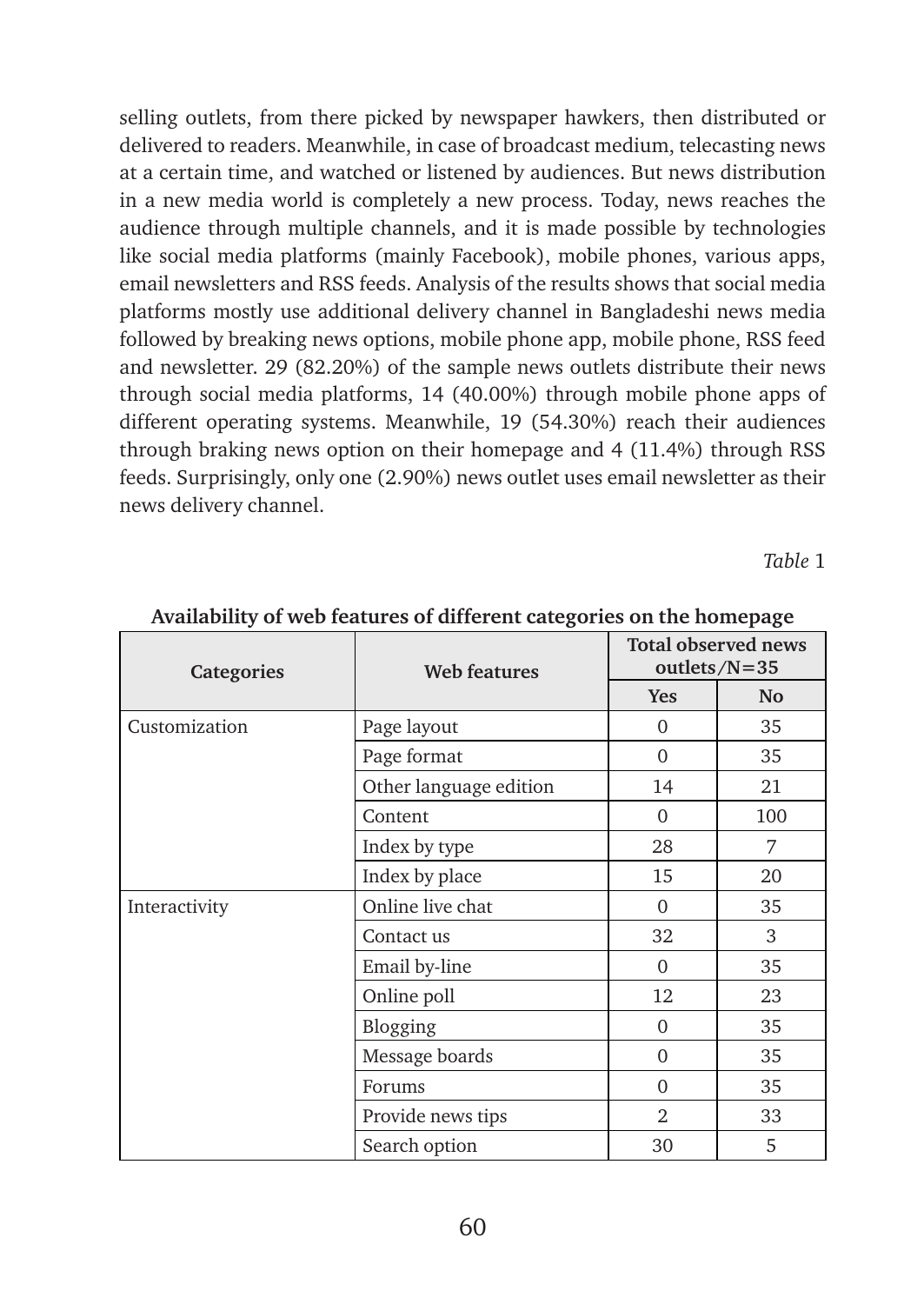selling outlets, from there picked by newspaper hawkers, then distributed or delivered to readers. Meanwhile, in case of broadcast medium, telecasting news at a certain time, and watched or listened by audiences. But news distribution in a new media world is completely a new process. Today, news reaches the audience through multiple channels, and it is made possible by technologies like social media platforms (mainly Facebook), mobile phones, various apps, email newsletters and RSS feeds. Analysis of the results shows that social media platforms mostly use additional delivery channel in Bangladeshi news media followed by breaking news options, mobile phone app, mobile phone, RSS feed and newsletter. 29 (82.20%) of the sample news outlets distribute their news through social media platforms, 14 (40.00%) through mobile phone apps of different operating systems. Meanwhile, 19 (54.30%) reach their audiences through braking news option on their homepage and 4 (11.4%) through RSS feeds. Surprisingly, only one (2.90%) news outlet uses email newsletter as their news delivery channel.

*Table* 1

**Availability of web features of different categories on the homepage**

| Categories | Web features | Total observed news outlets/N=35 | |
|---|---|---|---|
| | | Yes | No |
| Customization | Page layout | 0 | 35 |
| | Page format | 0 | 35 |
| | Other language edition | 14 | 21 |
| | Content | 0 | 100 |
| | Index by type | 28 | 7 |
| | Index by place | 15 | 20 |
| Interactivity | Online live chat | 0 | 35 |
| | Contact us | 32 | 3 |
| | Email by-line | 0 | 35 |
| | Online poll | 12 | 23 |
| | Blogging | 0 | 35 |
| | Message boards | 0 | 35 |
| | Forums | 0 | 35 |
| | Provide news tips | 2 | 33 |
| | Search option | 30 | 5 |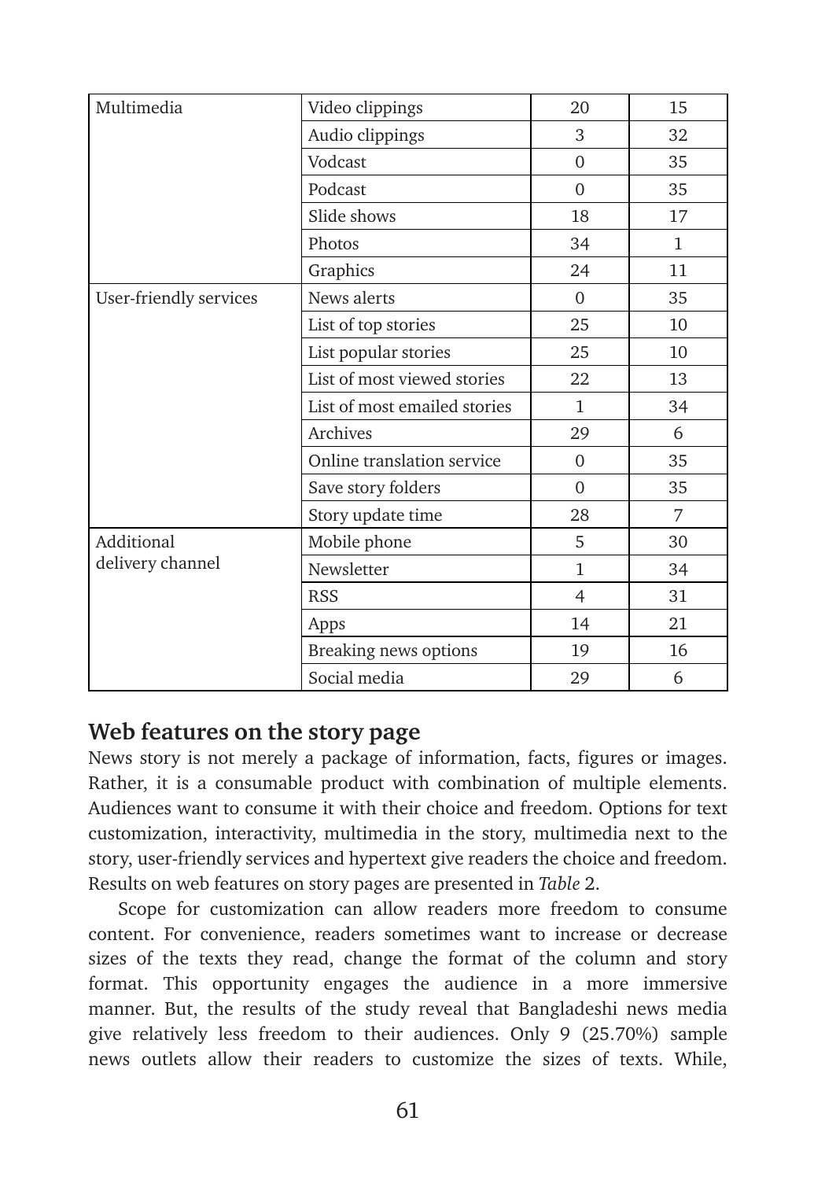| | | | |
|---|---|---|---|
| Multimedia | Video clippings | 20 | 15 |
| | Audio clippings | 3 | 32 |
| | Vodcast | 0 | 35 |
| | Podcast | 0 | 35 |
| | Slide shows | 18 | 17 |
| | Photos | 34 | 1 |
| | Graphics | 24 | 11 |
| User-friendly services | News alerts | 0 | 35 |
| | List of top stories | 25 | 10 |
| | List popular stories | 25 | 10 |
| | List of most viewed stories | 22 | 13 |
| | List of most emailed stories | 1 | 34 |
| | Archives | 29 | 6 |
| | Online translation service | 0 | 35 |
| | Save story folders | 0 | 35 |
| | Story update time | 28 | 7 |
| Additional delivery channel | Mobile phone | 5 | 30 |
| | Newsletter | 1 | 34 |
| | RSS | 4 | 31 |
| | Apps | 14 | 21 |
| | Breaking news options | 19 | 16 |
| | Social media | 29 | 6 |

## Web features on the story page

News story is not merely a package of information, facts, figures or images. Rather, it is a consumable product with combination of multiple elements. Audiences want to consume it with their choice and freedom. Options for text customization, interactivity, multimedia in the story, multimedia next to the story, user-friendly services and hypertext give readers the choice and freedom. Results on web features on story pages are presented in *Table* 2.

Scope for customization can allow readers more freedom to consume content. For convenience, readers sometimes want to increase or decrease sizes of the texts they read, change the format of the column and story format. This opportunity engages the audience in a more immersive manner. But, the results of the study reveal that Bangladeshi news media give relatively less freedom to their audiences. Only 9 (25.70%) sample news outlets allow their readers to customize the sizes of texts. While,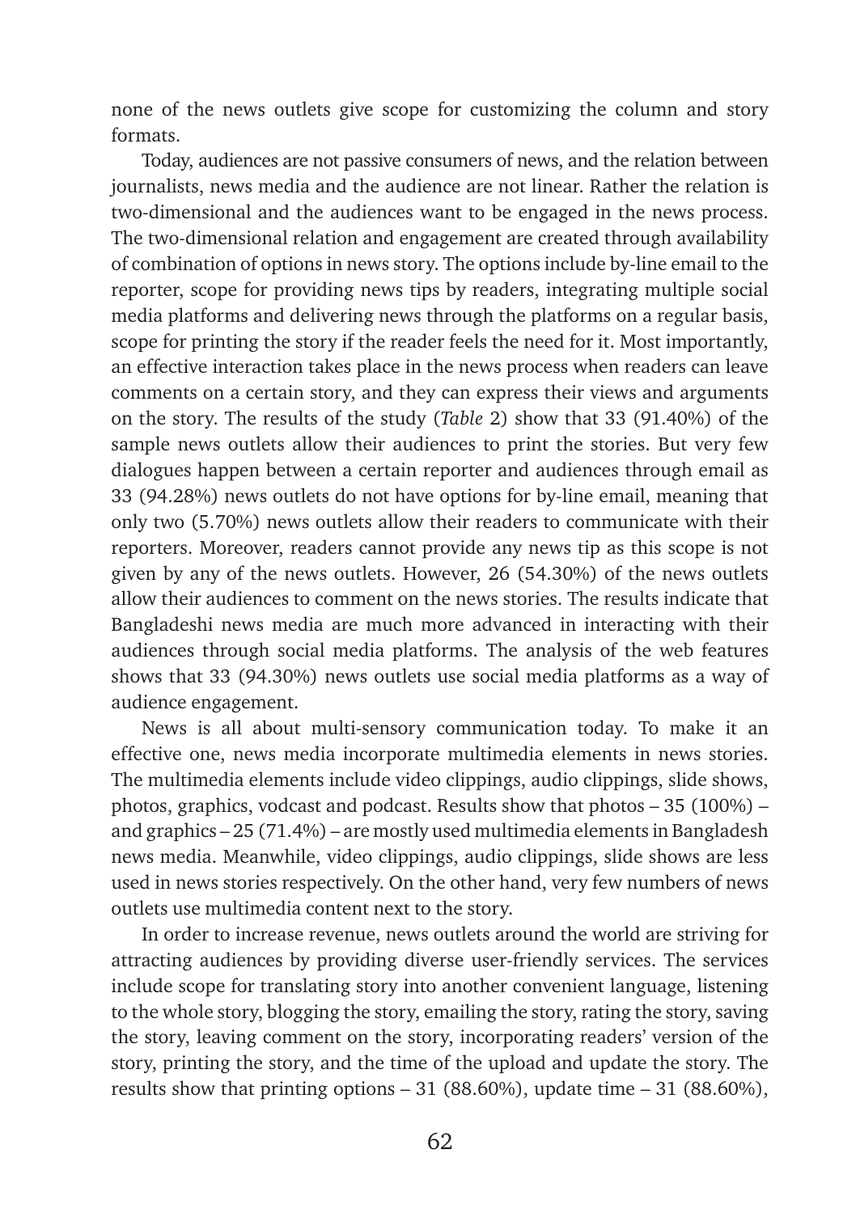none of the news outlets give scope for customizing the column and story formats.

Today, audiences are not passive consumers of news, and the relation between journalists, news media and the audience are not linear. Rather the relation is two-dimensional and the audiences want to be engaged in the news process. The two-dimensional relation and engagement are created through availability of combination of options in news story. The options include by-line email to the reporter, scope for providing news tips by readers, integrating multiple social media platforms and delivering news through the platforms on a regular basis, scope for printing the story if the reader feels the need for it. Most importantly, an effective interaction takes place in the news process when readers can leave comments on a certain story, and they can express their views and arguments on the story. The results of the study (*Table* 2) show that 33 (91.40%) of the sample news outlets allow their audiences to print the stories. But very few dialogues happen between a certain reporter and audiences through email as 33 (94.28%) news outlets do not have options for by-line email, meaning that only two (5.70%) news outlets allow their readers to communicate with their reporters. Moreover, readers cannot provide any news tip as this scope is not given by any of the news outlets. However, 26 (54.30%) of the news outlets allow their audiences to comment on the news stories. The results indicate that Bangladeshi news media are much more advanced in interacting with their audiences through social media platforms. The analysis of the web features shows that 33 (94.30%) news outlets use social media platforms as a way of audience engagement.

News is all about multi-sensory communication today. To make it an effective one, news media incorporate multimedia elements in news stories. The multimedia elements include video clippings, audio clippings, slide shows, photos, graphics, vodcast and podcast. Results show that photos – 35 (100%) – and graphics – 25 (71.4%) – are mostly used multimedia elements in Bangladesh news media. Meanwhile, video clippings, audio clippings, slide shows are less used in news stories respectively. On the other hand, very few numbers of news outlets use multimedia content next to the story.

In order to increase revenue, news outlets around the world are striving for attracting audiences by providing diverse user-friendly services. The services include scope for translating story into another convenient language, listening to the whole story, blogging the story, emailing the story, rating the story, saving the story, leaving comment on the story, incorporating readers' version of the story, printing the story, and the time of the upload and update the story. The results show that printing options – 31 (88.60%), update time – 31 (88.60%),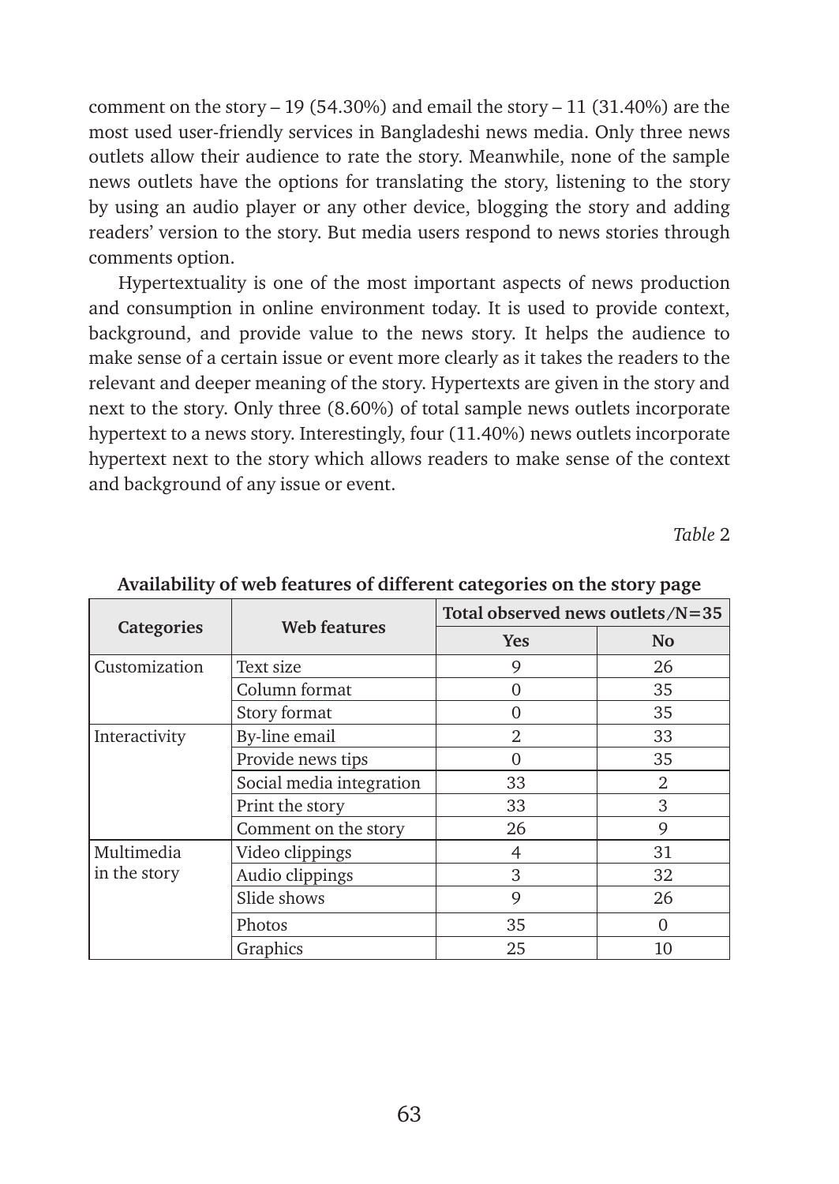comment on the story – 19 (54.30%) and email the story – 11 (31.40%) are the most used user-friendly services in Bangladeshi news media. Only three news outlets allow their audience to rate the story. Meanwhile, none of the sample news outlets have the options for translating the story, listening to the story by using an audio player or any other device, blogging the story and adding readers' version to the story. But media users respond to news stories through comments option.

Hypertextuality is one of the most important aspects of news production and consumption in online environment today. It is used to provide context, background, and provide value to the news story. It helps the audience to make sense of a certain issue or event more clearly as it takes the readers to the relevant and deeper meaning of the story. Hypertexts are given in the story and next to the story. Only three (8.60%) of total sample news outlets incorporate hypertext to a news story. Interestingly, four (11.40%) news outlets incorporate hypertext next to the story which allows readers to make sense of the context and background of any issue or event.

*Table* 2

**Availability of web features of different categories on the story page**

| Categories | Web features | Total observed news outlets/N=35 | |
|---|---|---|---|
| | | **Yes** | **No** |
| Customization | Text size | 9 | 26 |
| | Column format | 0 | 35 |
| | Story format | 0 | 35 |
| Interactivity | By-line email | 2 | 33 |
| | Provide news tips | 0 | 35 |
| | Social media integration | 33 | 2 |
| | Print the story | 33 | 3 |
| | Comment on the story | 26 | 9 |
| Multimedia in the story | Video clippings | 4 | 31 |
| | Audio clippings | 3 | 32 |
| | Slide shows | 9 | 26 |
| | Photos | 35 | 0 |
| | Graphics | 25 | 10 |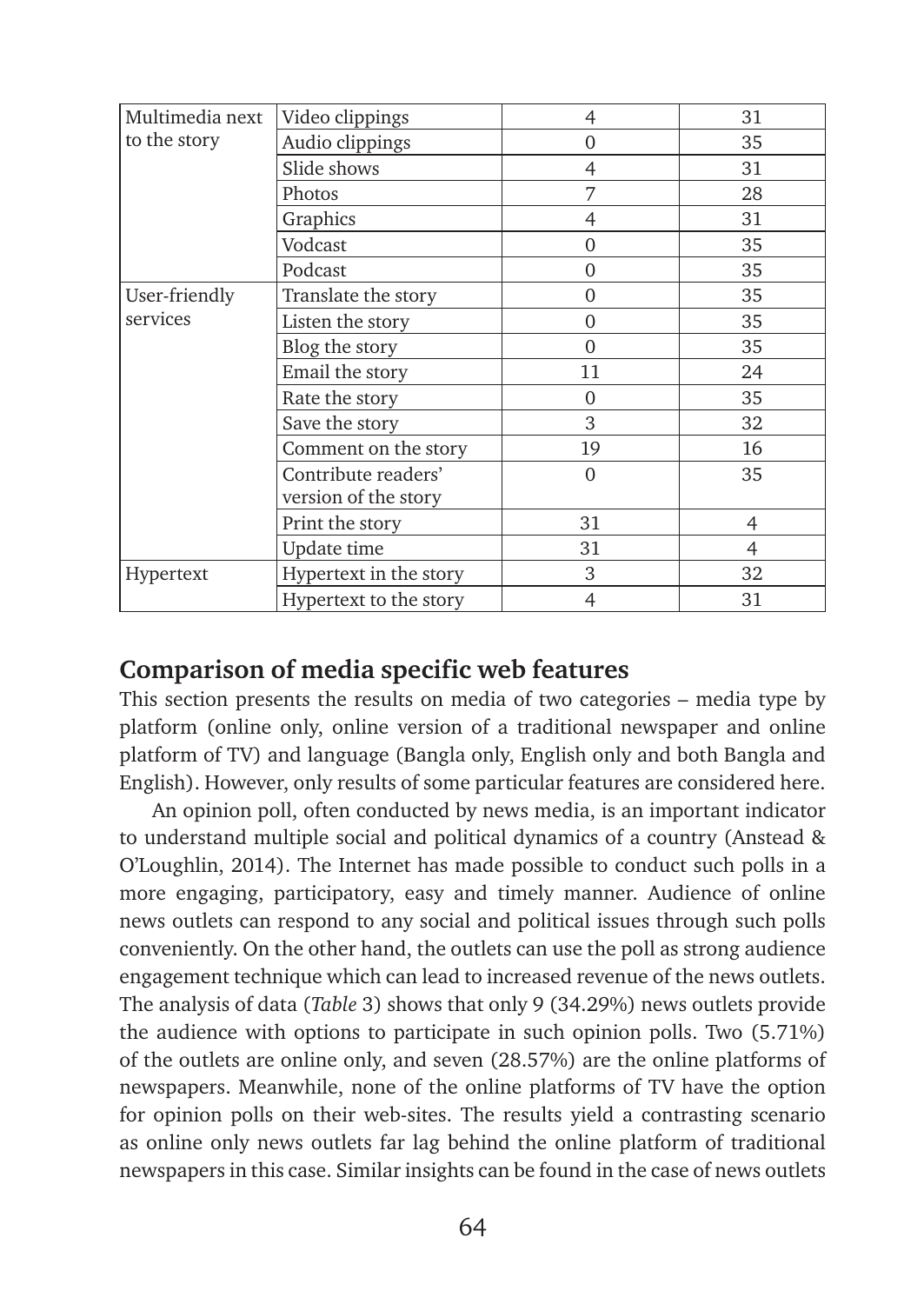| | | | |
|---|---|---|---|
| Multimedia next to the story | Video clippings | 4 | 31 |
| | Audio clippings | 0 | 35 |
| | Slide shows | 4 | 31 |
| | Photos | 7 | 28 |
| | Graphics | 4 | 31 |
| | Vodcast | 0 | 35 |
| | Podcast | 0 | 35 |
| User-friendly services | Translate the story | 0 | 35 |
| | Listen the story | 0 | 35 |
| | Blog the story | 0 | 35 |
| | Email the story | 11 | 24 |
| | Rate the story | 0 | 35 |
| | Save the story | 3 | 32 |
| | Comment on the story | 19 | 16 |
| | Contribute readers' version of the story | 0 | 35 |
| | Print the story | 31 | 4 |
| | Update time | 31 | 4 |
| Hypertext | Hypertext in the story | 3 | 32 |
| | Hypertext to the story | 4 | 31 |

## Comparison of media specific web features

This section presents the results on media of two categories – media type by platform (online only, online version of a traditional newspaper and online platform of TV) and language (Bangla only, English only and both Bangla and English). However, only results of some particular features are considered here.

An opinion poll, often conducted by news media, is an important indicator to understand multiple social and political dynamics of a country (Anstead & O'Loughlin, 2014). The Internet has made possible to conduct such polls in a more engaging, participatory, easy and timely manner. Audience of online news outlets can respond to any social and political issues through such polls conveniently. On the other hand, the outlets can use the poll as strong audience engagement technique which can lead to increased revenue of the news outlets. The analysis of data (*Table* 3) shows that only 9 (34.29%) news outlets provide the audience with options to participate in such opinion polls. Two (5.71%) of the outlets are online only, and seven (28.57%) are the online platforms of newspapers. Meanwhile, none of the online platforms of TV have the option for opinion polls on their web-sites. The results yield a contrasting scenario as online only news outlets far lag behind the online platform of traditional newspapers in this case. Similar insights can be found in the case of news outlets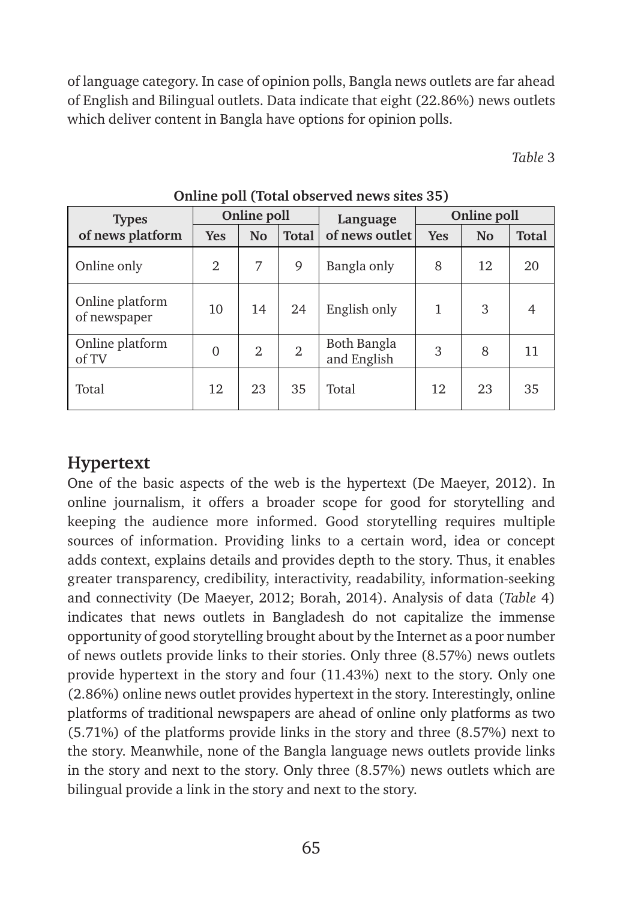of language category. In case of opinion polls, Bangla news outlets are far ahead of English and Bilingual outlets. Data indicate that eight (22.86%) news outlets which deliver content in Bangla have options for opinion polls.

*Table* 3

**Online poll (Total observed news sites 35)**

| Types of news platform | Online poll | | | Language of news outlet | Online poll | | |
|---|---|---|---|---|---|---|---|
| | Yes | No | Total | | Yes | No | Total |
| Online only | 2 | 7 | 9 | Bangla only | 8 | 12 | 20 |
| Online platform of newspaper | 10 | 14 | 24 | English only | 1 | 3 | 4 |
| Online platform of TV | 0 | 2 | 2 | Both Bangla and English | 3 | 8 | 11 |
| Total | 12 | 23 | 35 | Total | 12 | 23 | 35 |

## Hypertext

One of the basic aspects of the web is the hypertext (De Maeyer, 2012). In online journalism, it offers a broader scope for good for storytelling and keeping the audience more informed. Good storytelling requires multiple sources of information. Providing links to a certain word, idea or concept adds context, explains details and provides depth to the story. Thus, it enables greater transparency, credibility, interactivity, readability, information-seeking and connectivity (De Maeyer, 2012; Borah, 2014). Analysis of data (*Table* 4) indicates that news outlets in Bangladesh do not capitalize the immense opportunity of good storytelling brought about by the Internet as a poor number of news outlets provide links to their stories. Only three (8.57%) news outlets provide hypertext in the story and four (11.43%) next to the story. Only one (2.86%) online news outlet provides hypertext in the story. Interestingly, online platforms of traditional newspapers are ahead of online only platforms as two (5.71%) of the platforms provide links in the story and three (8.57%) next to the story. Meanwhile, none of the Bangla language news outlets provide links in the story and next to the story. Only three (8.57%) news outlets which are bilingual provide a link in the story and next to the story.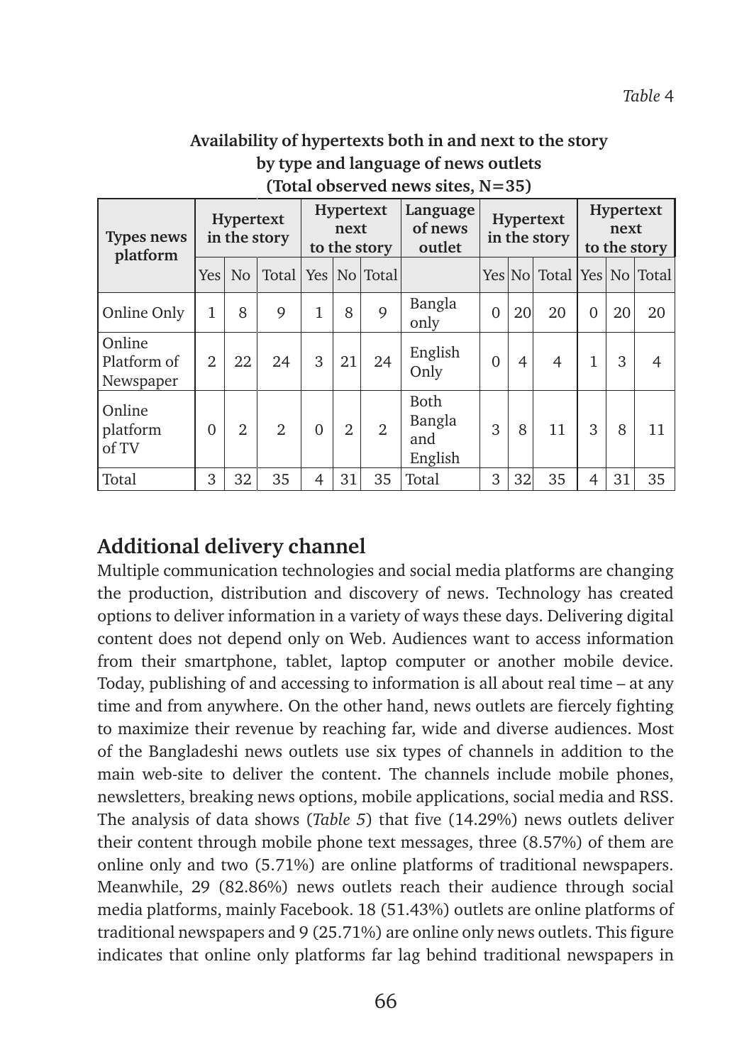*Table* 4

**Availability of hypertexts both in and next to the story by type and language of news outlets (Total observed news sites, N=35)**

| Types news platform | Hypertext in the story | | | Hypertext next to the story | | | Language of news outlet | Hypertext in the story | | | Hypertext next to the story | | |
|---|---|---|---|---|---|---|---|---|---|---|---|---|---|
| | Yes | No | Total | Yes | No | Total | | Yes | No | Total | Yes | No | Total |
| Online Only | 1 | 8 | 9 | 1 | 8 | 9 | Bangla only | 0 | 20 | 20 | 0 | 20 | 20 |
| Online Platform of Newspaper | 2 | 22 | 24 | 3 | 21 | 24 | English Only | 0 | 4 | 4 | 1 | 3 | 4 |
| Online platform of TV | 0 | 2 | 2 | 0 | 2 | 2 | Both Bangla and English | 3 | 8 | 11 | 3 | 8 | 11 |
| Total | 3 | 32 | 35 | 4 | 31 | 35 | Total | 3 | 32 | 35 | 4 | 31 | 35 |

## Additional delivery channel

Multiple communication technologies and social media platforms are changing the production, distribution and discovery of news. Technology has created options to deliver information in a variety of ways these days. Delivering digital content does not depend only on Web. Audiences want to access information from their smartphone, tablet, laptop computer or another mobile device. Today, publishing of and accessing to information is all about real time – at any time and from anywhere. On the other hand, news outlets are fiercely fighting to maximize their revenue by reaching far, wide and diverse audiences. Most of the Bangladeshi news outlets use six types of channels in addition to the main web-site to deliver the content. The channels include mobile phones, newsletters, breaking news options, mobile applications, social media and RSS. The analysis of data shows (*Table 5*) that five (14.29%) news outlets deliver their content through mobile phone text messages, three (8.57%) of them are online only and two (5.71%) are online platforms of traditional newspapers. Meanwhile, 29 (82.86%) news outlets reach their audience through social media platforms, mainly Facebook. 18 (51.43%) outlets are online platforms of traditional newspapers and 9 (25.71%) are online only news outlets. This figure indicates that online only platforms far lag behind traditional newspapers in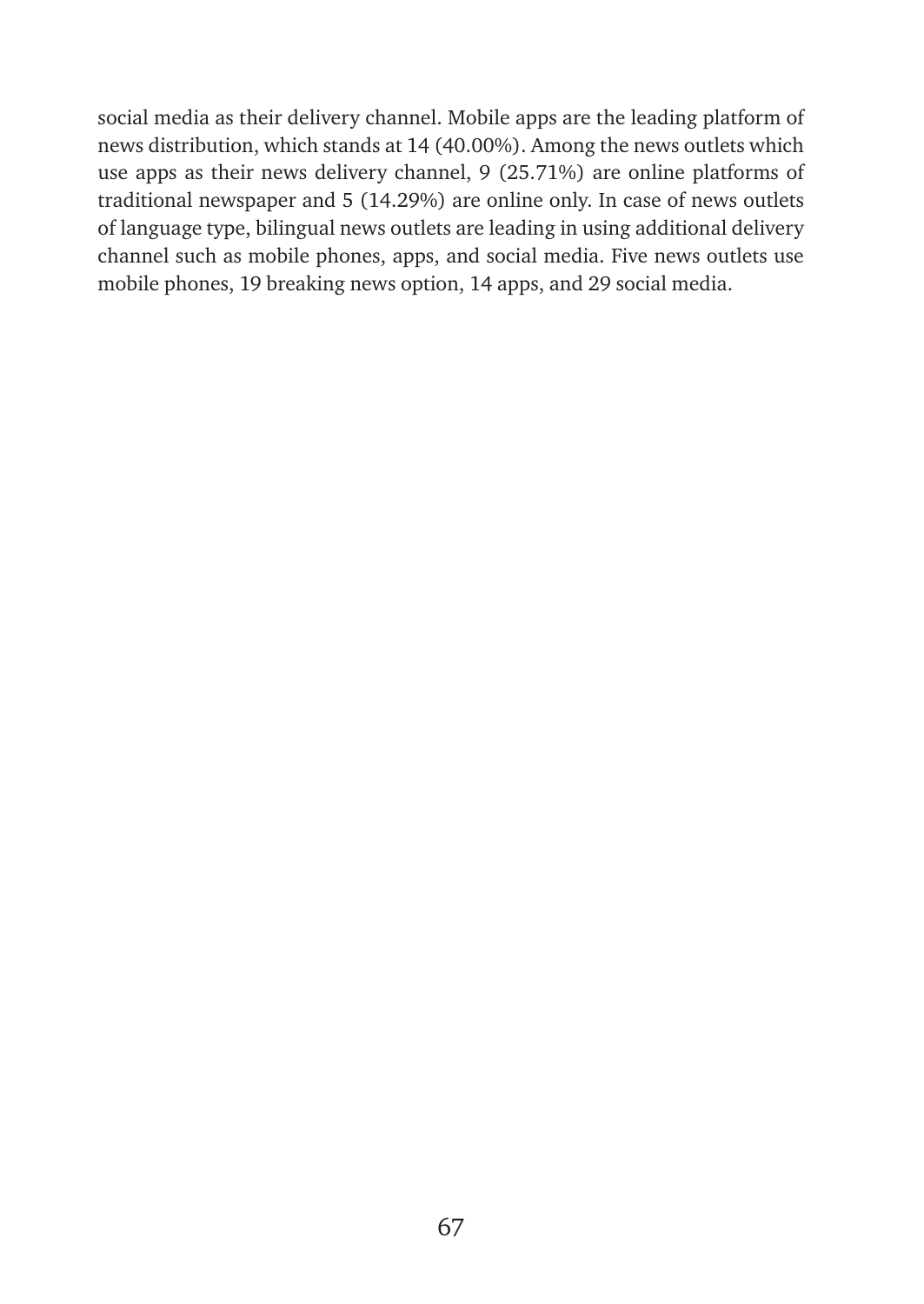social media as their delivery channel. Mobile apps are the leading platform of news distribution, which stands at 14 (40.00%). Among the news outlets which use apps as their news delivery channel, 9 (25.71%) are online platforms of traditional newspaper and 5 (14.29%) are online only. In case of news outlets of language type, bilingual news outlets are leading in using additional delivery channel such as mobile phones, apps, and social media. Five news outlets use mobile phones, 19 breaking news option, 14 apps, and 29 social media.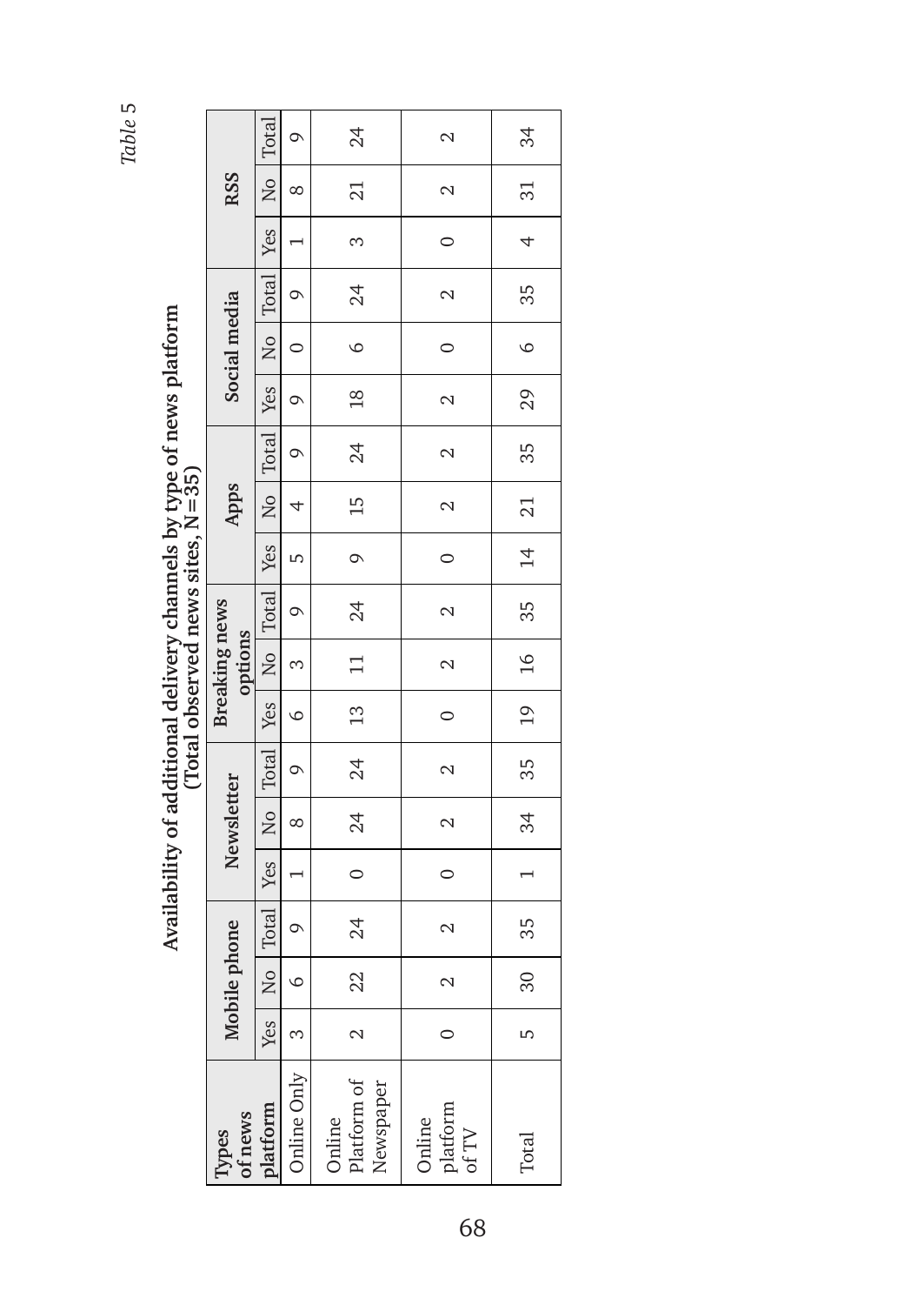*Table* 5

**Availability of additional delivery channels by type of news platform (Total observed news sites, N=35)**

| Types of news platform | Mobile phone | | | Newsletter | | | Breaking news options | | | Apps | | | Social media | | | RSS | | |
|---|---|---|---|---|---|---|---|---|---|---|---|---|---|---|---|---|---|---|
| | Yes | No | Total | Yes | No | Total | Yes | No | Total | Yes | No | Total | Yes | No | Total | Yes | No | Total |
| Online Only | 3 | 6 | 9 | 1 | 8 | 9 | 6 | 3 | 9 | 5 | 4 | 9 | 9 | 0 | 9 | 1 | 8 | 9 |
| Online Platform of Newspaper | 2 | 22 | 24 | 0 | 24 | 24 | 13 | 11 | 24 | 9 | 15 | 24 | 18 | 6 | 24 | 3 | 21 | 24 |
| Online platform of TV | 0 | 2 | 2 | 0 | 2 | 2 | 0 | 2 | 2 | 0 | 2 | 2 | 2 | 0 | 2 | 0 | 2 | 2 |
| Total | 5 | 30 | 35 | 1 | 34 | 35 | 19 | 16 | 35 | 14 | 21 | 35 | 29 | 6 | 35 | 4 | 31 | 34 |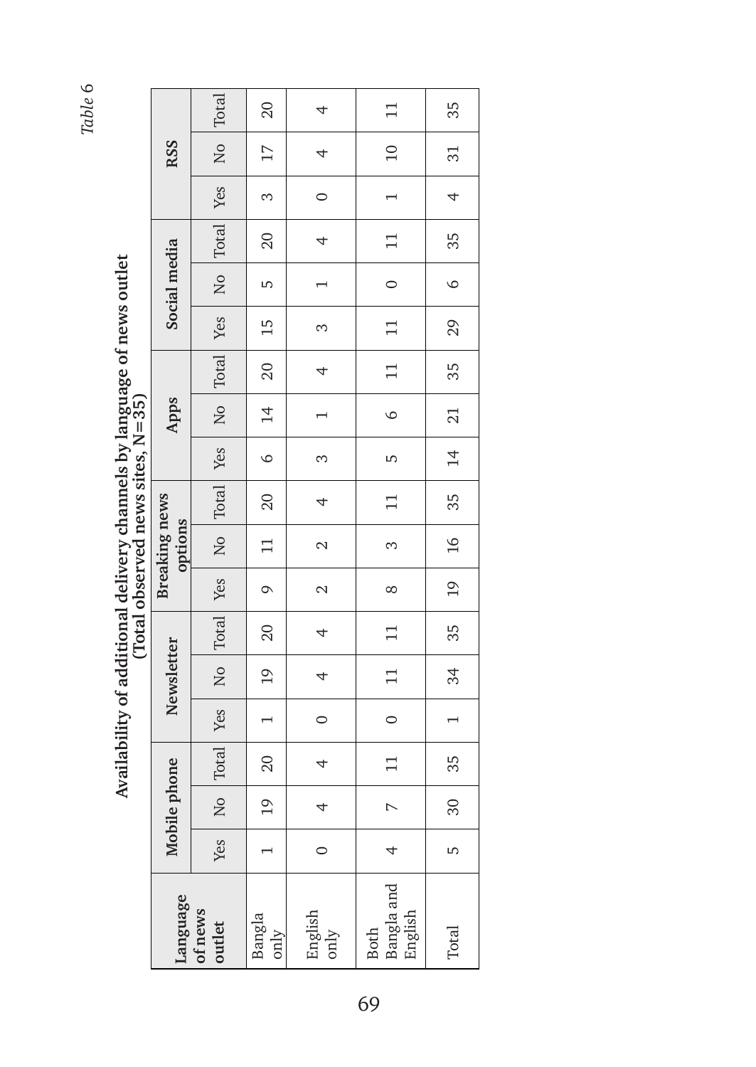*Table 6*

**Availability of additional delivery channels by language of news outlet (Total observed news sites, N=35)**

| Language of news outlet | Mobile phone | | | Newsletter | | | Breaking news options | | | Apps | | | Social media | | | RSS | | |
|---|---|---|---|---|---|---|---|---|---|---|---|---|---|---|---|---|---|---|
| | Yes | No | Total | Yes | No | Total | Yes | No | Total | Yes | No | Total | Yes | No | Total | Yes | No | Total |
| Bangla only | 1 | 19 | 20 | 1 | 19 | 20 | 9 | 11 | 20 | 6 | 14 | 20 | 15 | 5 | 20 | 3 | 17 | 20 |
| English only | 0 | 4 | 4 | 0 | 4 | 4 | 2 | 2 | 4 | 3 | 1 | 4 | 3 | 1 | 4 | 0 | 4 | 4 |
| Both Bangla and English | 4 | 7 | 11 | 0 | 11 | 11 | 8 | 3 | 11 | 5 | 6 | 11 | 11 | 0 | 11 | 1 | 10 | 11 |
| Total | 5 | 30 | 35 | 1 | 34 | 35 | 19 | 16 | 35 | 14 | 21 | 35 | 29 | 6 | 35 | 4 | 31 | 35 |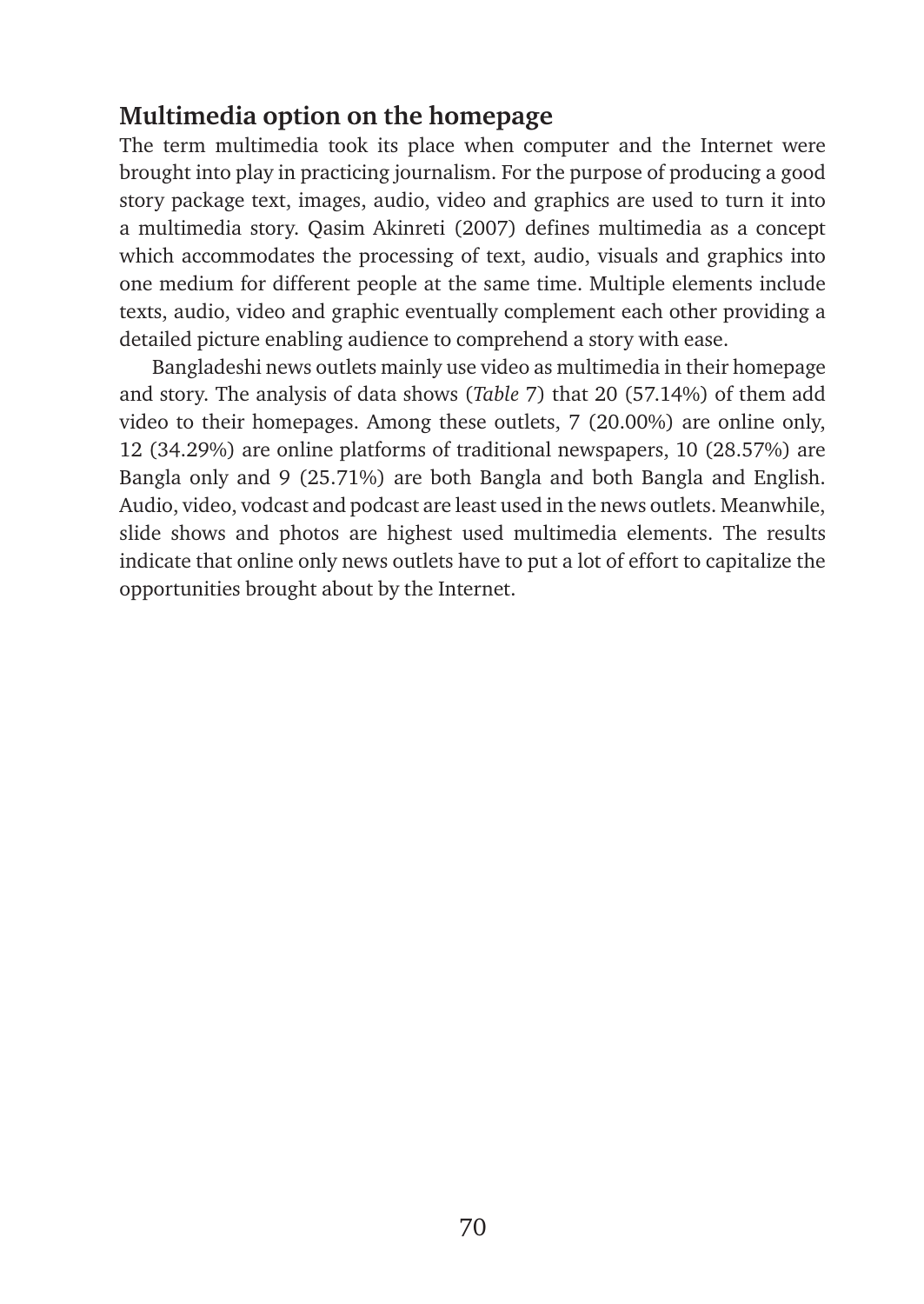## Multimedia option on the homepage

The term multimedia took its place when computer and the Internet were brought into play in practicing journalism. For the purpose of producing a good story package text, images, audio, video and graphics are used to turn it into a multimedia story. Qasim Akinreti (2007) defines multimedia as a concept which accommodates the processing of text, audio, visuals and graphics into one medium for different people at the same time. Multiple elements include texts, audio, video and graphic eventually complement each other providing a detailed picture enabling audience to comprehend a story with ease.

Bangladeshi news outlets mainly use video as multimedia in their homepage and story. The analysis of data shows (*Table* 7) that 20 (57.14%) of them add video to their homepages. Among these outlets, 7 (20.00%) are online only, 12 (34.29%) are online platforms of traditional newspapers, 10 (28.57%) are Bangla only and 9 (25.71%) are both Bangla and both Bangla and English. Audio, video, vodcast and podcast are least used in the news outlets. Meanwhile, slide shows and photos are highest used multimedia elements. The results indicate that online only news outlets have to put a lot of effort to capitalize the opportunities brought about by the Internet.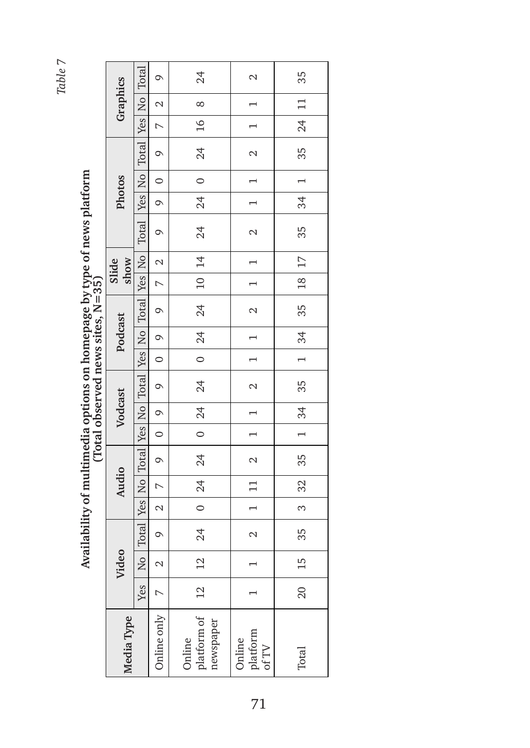*Table 7*

**Availability of multimedia options on homepage by type of news platform (Total observed news sites, N=35)**

| Media Type | Video | | | Audio | | | Vodcast | | | Podcast | | | Slide show | | | Photos | | | Graphics | | |
|---|---|---|---|---|---|---|---|---|---|---|---|---|---|---|---|---|---|---|---|---|---|
| | Yes | No | Total | Yes | No | Total | Yes | No | Total | Yes | No | Total | Yes | No | Total | Yes | No | Total | Yes | No | Total |
| Online only | 7 | 2 | 9 | 2 | 7 | 9 | 0 | 9 | 9 | 0 | 9 | 9 | 7 | 2 | 9 | 9 | 0 | 9 | 7 | 2 | 9 |
| Online platform of newspaper | 12 | 12 | 24 | 0 | 24 | 24 | 0 | 24 | 24 | 0 | 24 | 24 | 10 | 14 | 24 | 24 | 0 | 24 | 16 | 8 | 24 |
| Online platform of TV | 1 | 1 | 2 | 1 | 11 | 2 | 1 | 1 | 2 | 1 | 1 | 2 | 1 | 1 | 2 | 1 | 1 | 2 | 1 | 1 | 2 |
| Total | 20 | 15 | 35 | 3 | 32 | 35 | 1 | 34 | 35 | 1 | 34 | 35 | 18 | 17 | 35 | 34 | 1 | 35 | 24 | 11 | 35 |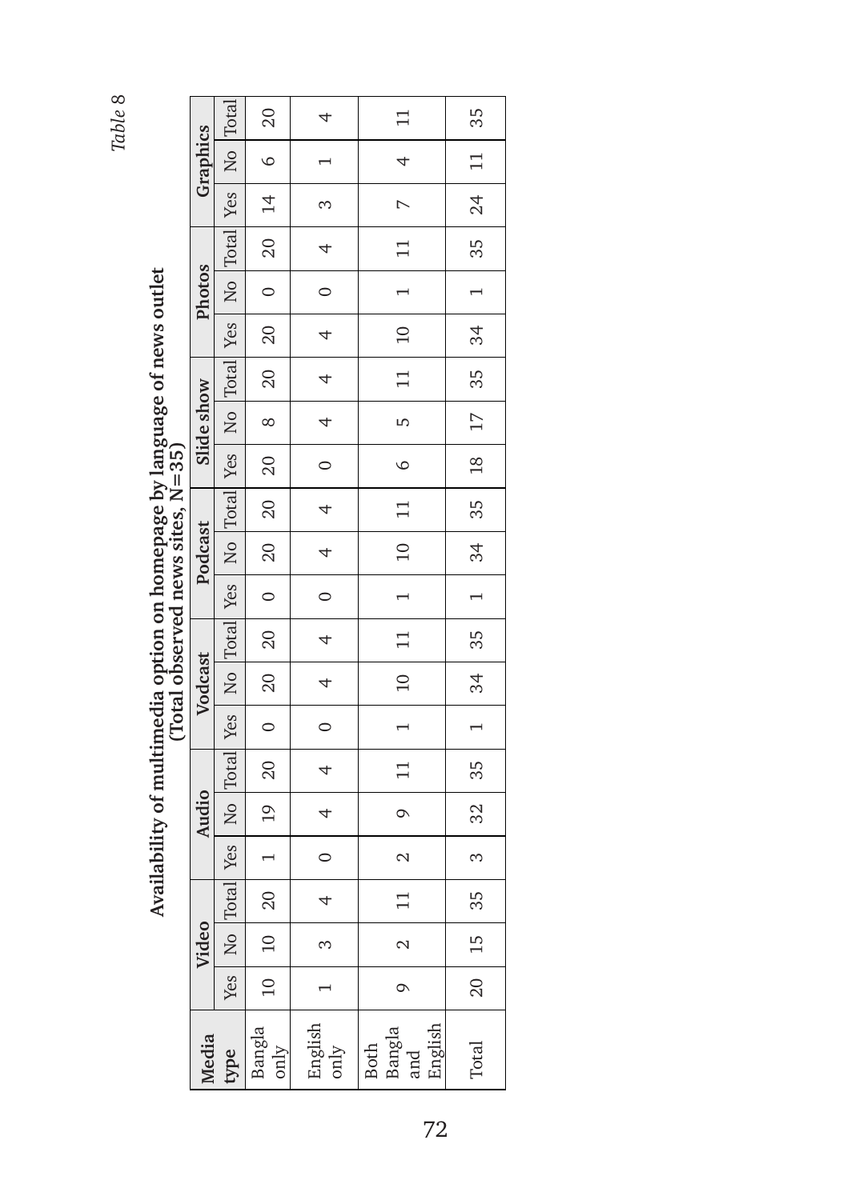*Table 8*

**Availability of multimedia option on homepage by language of news outlet (Total observed news sites, N=35)**

| Media type | Video | | | Audio | | | Vodcast | | | Podcast | | | Slide show | | | Photos | | | Graphics | | |
|---|---|---|---|---|---|---|---|---|---|---|---|---|---|---|---|---|---|---|---|---|---|
| | Yes | No | Total | Yes | No | Total | Yes | No | Total | Yes | No | Total | Yes | No | Total | Yes | No | Total | Yes | No | Total |
| Bangla only | 10 | 10 | 20 | 1 | 19 | 20 | 0 | 20 | 20 | 0 | 20 | 20 | 20 | 8 | 20 | 20 | 0 | 20 | 14 | 6 | 20 |
| English only | 1 | 3 | 4 | 0 | 4 | 4 | 0 | 4 | 4 | 0 | 4 | 4 | 0 | 4 | 4 | 4 | 0 | 4 | 3 | 1 | 4 |
| Both Bangla and English | 9 | 2 | 11 | 2 | 9 | 11 | 1 | 10 | 11 | 1 | 10 | 11 | 6 | 5 | 11 | 10 | 1 | 11 | 7 | 4 | 11 |
| Total | 20 | 15 | 35 | 3 | 32 | 35 | 1 | 34 | 35 | 1 | 34 | 35 | 18 | 17 | 35 | 34 | 1 | 35 | 24 | 11 | 35 |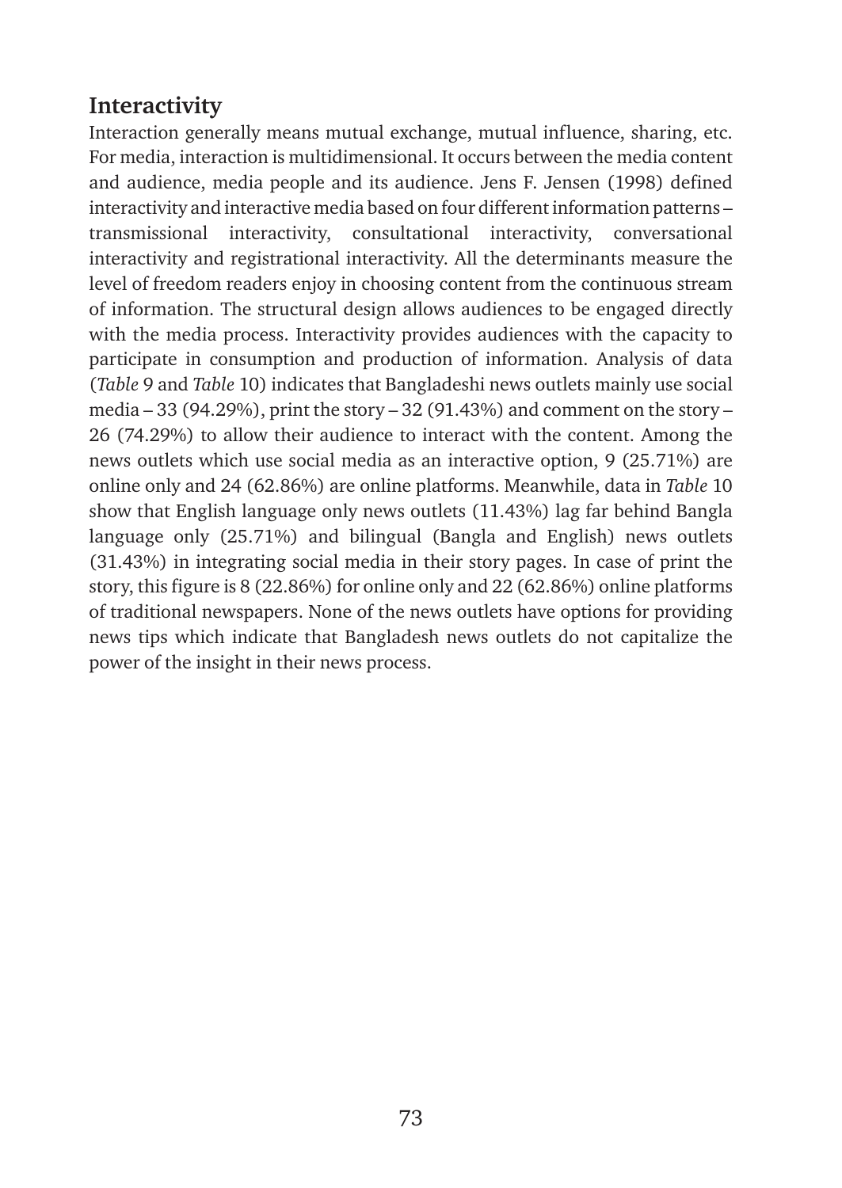## Interactivity

Interaction generally means mutual exchange, mutual influence, sharing, etc. For media, interaction is multidimensional. It occurs between the media content and audience, media people and its audience. Jens F. Jensen (1998) defined interactivity and interactive media based on four different information patterns – transmissional interactivity, consultational interactivity, conversational interactivity and registrational interactivity. All the determinants measure the level of freedom readers enjoy in choosing content from the continuous stream of information. The structural design allows audiences to be engaged directly with the media process. Interactivity provides audiences with the capacity to participate in consumption and production of information. Analysis of data (*Table* 9 and *Table* 10) indicates that Bangladeshi news outlets mainly use social media – 33 (94.29%), print the story – 32 (91.43%) and comment on the story – 26 (74.29%) to allow their audience to interact with the content. Among the news outlets which use social media as an interactive option, 9 (25.71%) are online only and 24 (62.86%) are online platforms. Meanwhile, data in *Table* 10 show that English language only news outlets (11.43%) lag far behind Bangla language only (25.71%) and bilingual (Bangla and English) news outlets (31.43%) in integrating social media in their story pages. In case of print the story, this figure is 8 (22.86%) for online only and 22 (62.86%) online platforms of traditional newspapers. None of the news outlets have options for providing news tips which indicate that Bangladesh news outlets do not capitalize the power of the insight in their news process.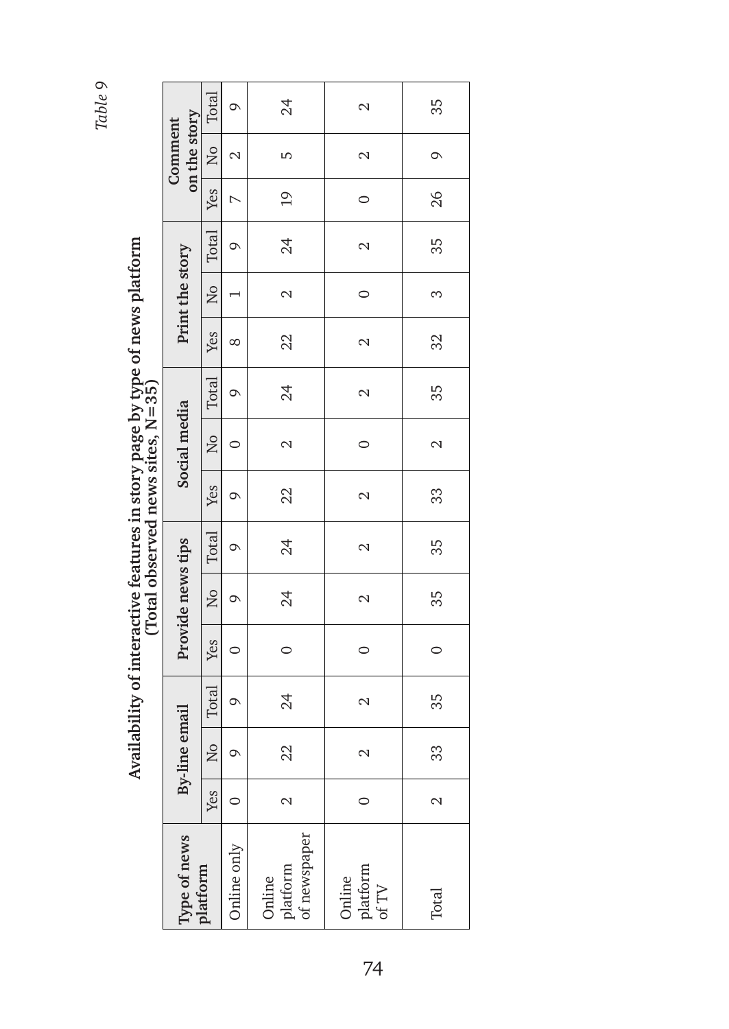*Table 9*

**Availability of interactive features in story page by type of news platform (Total observed news sites, N=35)**

| Type of news platform | By-line email | | | Provide news tips | | | Social media | | | Print the story | | | Comment on the story | | |
|---|---|---|---|---|---|---|---|---|---|---|---|---|---|---|---|
| | Yes | No | Total | Yes | No | Total | Yes | No | Total | Yes | No | Total | Yes | No | Total |
| Online only | 0 | 9 | 9 | 0 | 9 | 9 | 9 | 0 | 9 | 8 | 1 | 9 | 7 | 2 | 9 |
| Online platform of newspaper | 2 | 22 | 24 | 0 | 24 | 24 | 22 | 2 | 24 | 22 | 2 | 24 | 19 | 5 | 24 |
| Online platform of TV | 0 | 2 | 2 | 0 | 2 | 2 | 2 | 0 | 2 | 2 | 0 | 2 | 0 | 2 | 2 |
| Total | 2 | 33 | 35 | 0 | 35 | 35 | 33 | 2 | 35 | 32 | 3 | 35 | 26 | 9 | 35 |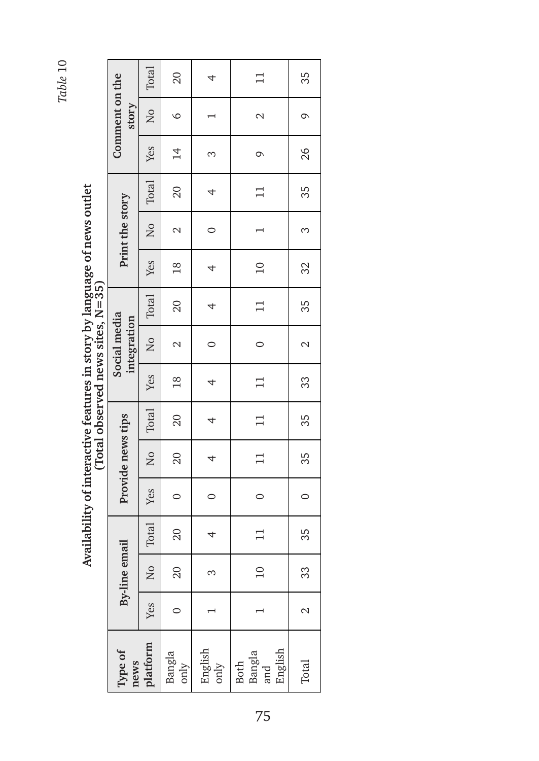*Table* 10

**Availability of interactive features in story by language of news outlet (Total observed news sites, N=35)**

| Type of news platform | By-line email | | | Provide news tips | | | Social media integration | | | Print the story | | | Comment on the story | | |
|---|---|---|---|---|---|---|---|---|---|---|---|---|---|---|---|
| | Yes | No | Total | Yes | No | Total | Yes | No | Total | Yes | No | Total | Yes | No | Total |
| Bangla only | 0 | 20 | 20 | 0 | 20 | 20 | 18 | 2 | 20 | 18 | 2 | 20 | 14 | 6 | 20 |
| English only | 1 | 3 | 4 | 0 | 4 | 4 | 4 | 0 | 4 | 4 | 0 | 4 | 3 | 1 | 4 |
| Both Bangla and English | 1 | 10 | 11 | 0 | 11 | 11 | 11 | 0 | 11 | 10 | 1 | 11 | 9 | 2 | 11 |
| Total | 2 | 33 | 35 | 0 | 35 | 35 | 33 | 2 | 35 | 32 | 3 | 35 | 26 | 9 | 35 |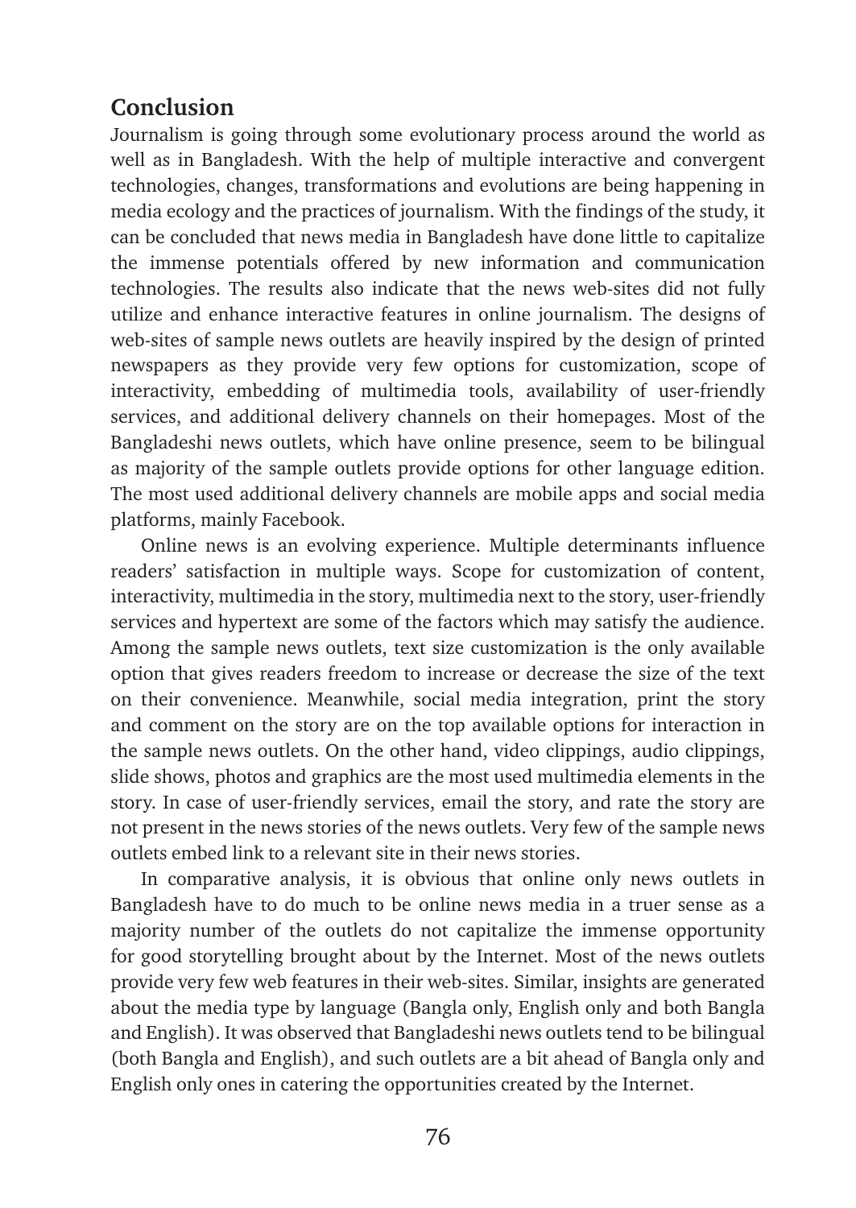## Conclusion

Journalism is going through some evolutionary process around the world as well as in Bangladesh. With the help of multiple interactive and convergent technologies, changes, transformations and evolutions are being happening in media ecology and the practices of journalism. With the findings of the study, it can be concluded that news media in Bangladesh have done little to capitalize the immense potentials offered by new information and communication technologies. The results also indicate that the news web-sites did not fully utilize and enhance interactive features in online journalism. The designs of web-sites of sample news outlets are heavily inspired by the design of printed newspapers as they provide very few options for customization, scope of interactivity, embedding of multimedia tools, availability of user-friendly services, and additional delivery channels on their homepages. Most of the Bangladeshi news outlets, which have online presence, seem to be bilingual as majority of the sample outlets provide options for other language edition. The most used additional delivery channels are mobile apps and social media platforms, mainly Facebook.

Online news is an evolving experience. Multiple determinants influence readers' satisfaction in multiple ways. Scope for customization of content, interactivity, multimedia in the story, multimedia next to the story, user-friendly services and hypertext are some of the factors which may satisfy the audience. Among the sample news outlets, text size customization is the only available option that gives readers freedom to increase or decrease the size of the text on their convenience. Meanwhile, social media integration, print the story and comment on the story are on the top available options for interaction in the sample news outlets. On the other hand, video clippings, audio clippings, slide shows, photos and graphics are the most used multimedia elements in the story. In case of user-friendly services, email the story, and rate the story are not present in the news stories of the news outlets. Very few of the sample news outlets embed link to a relevant site in their news stories.

In comparative analysis, it is obvious that online only news outlets in Bangladesh have to do much to be online news media in a truer sense as a majority number of the outlets do not capitalize the immense opportunity for good storytelling brought about by the Internet. Most of the news outlets provide very few web features in their web-sites. Similar, insights are generated about the media type by language (Bangla only, English only and both Bangla and English). It was observed that Bangladeshi news outlets tend to be bilingual (both Bangla and English), and such outlets are a bit ahead of Bangla only and English only ones in catering the opportunities created by the Internet.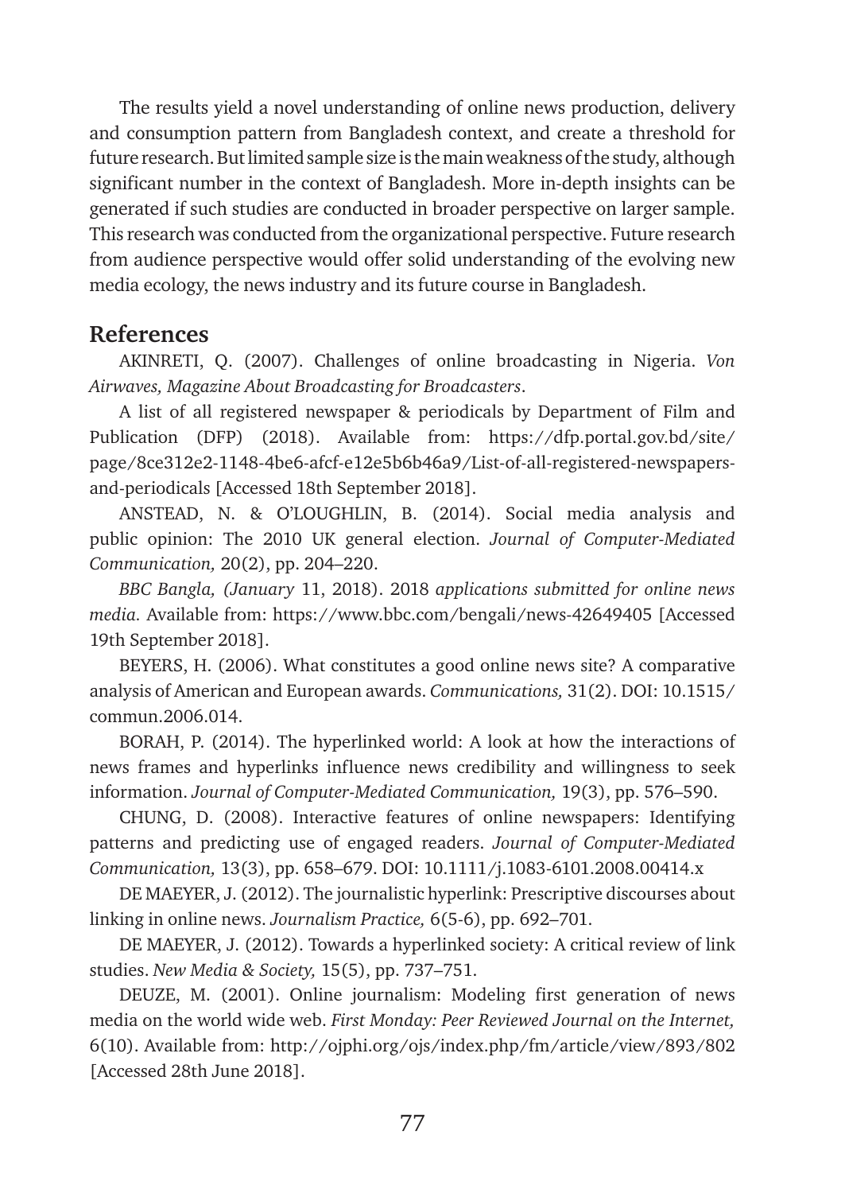The results yield a novel understanding of online news production, delivery and consumption pattern from Bangladesh context, and create a threshold for future research. But limited sample size is the main weakness of the study, although significant number in the context of Bangladesh. More in-depth insights can be generated if such studies are conducted in broader perspective on larger sample. This research was conducted from the organizational perspective. Future research from audience perspective would offer solid understanding of the evolving new media ecology, the news industry and its future course in Bangladesh.

## References

AKINRETI, Q. (2007). Challenges of online broadcasting in Nigeria. *Von Airwaves, Magazine About Broadcasting for Broadcasters*.

A list of all registered newspaper & periodicals by Department of Film and Publication (DFP) (2018). Available from: https://dfp.portal.gov.bd/site/page/8ce312e2-1148-4be6-afcf-e12e5b6b46a9/List-of-all-registered-newspapers-and-periodicals [Accessed 18th September 2018].

ANSTEAD, N. & O'LOUGHLIN, B. (2014). Social media analysis and public opinion: The 2010 UK general election. *Journal of Computer-Mediated Communication,* 20(2), pp. 204–220.

*BBC Bangla, (January* 11, 2018). 2018 *applications submitted for online news media.* Available from: https://www.bbc.com/bengali/news-42649405 [Accessed 19th September 2018].

BEYERS, H. (2006). What constitutes a good online news site? A comparative analysis of American and European awards. *Communications,* 31(2). DOI: 10.1515/commun.2006.014.

BORAH, P. (2014). The hyperlinked world: A look at how the interactions of news frames and hyperlinks influence news credibility and willingness to seek information. *Journal of Computer-Mediated Communication,* 19(3), pp. 576–590.

CHUNG, D. (2008). Interactive features of online newspapers: Identifying patterns and predicting use of engaged readers. *Journal of Computer-Mediated Communication,* 13(3), pp. 658–679. DOI: 10.1111/j.1083-6101.2008.00414.x

DE MAEYER, J. (2012). The journalistic hyperlink: Prescriptive discourses about linking in online news. *Journalism Practice,* 6(5-6), pp. 692–701.

DE MAEYER, J. (2012). Towards a hyperlinked society: A critical review of link studies. *New Media & Society,* 15(5), pp. 737–751.

DEUZE, M. (2001). Online journalism: Modeling first generation of news media on the world wide web. *First Monday: Peer Reviewed Journal on the Internet,* 6(10). Available from: http://ojphi.org/ojs/index.php/fm/article/view/893/802 [Accessed 28th June 2018].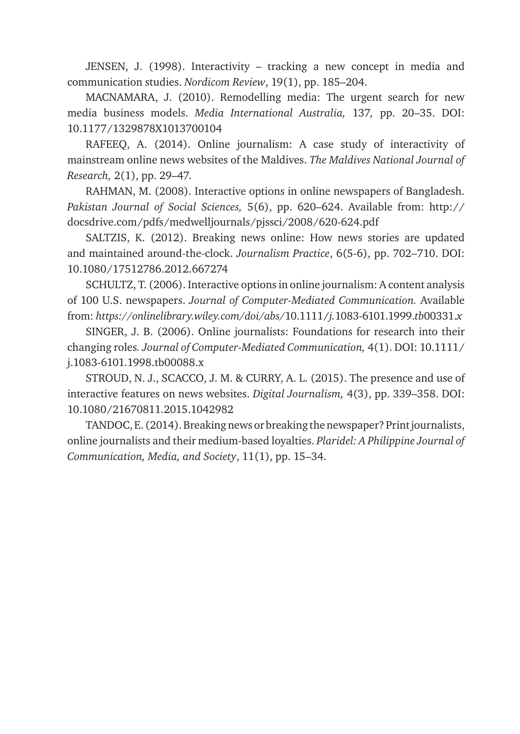JENSEN, J. (1998). Interactivity – tracking a new concept in media and communication studies. *Nordicom Review*, 19(1), pp. 185–204.

MACNAMARA, J. (2010). Remodelling media: The urgent search for new media business models. *Media International Australia,* 137*,* pp. 20–35. DOI: 10.1177/1329878X1013700104

RAFEEQ, A. (2014). Online journalism: A case study of interactivity of mainstream online news websites of the Maldives. *The Maldives National Journal of Research,* 2(1), pp. 29–47.

RAHMAN, M. (2008). Interactive options in online newspapers of Bangladesh. *Pakistan Journal of Social Sciences,* 5(6), pp. 620–624. Available from: http://docsdrive.com/pdfs/medwelljournals/pjssci/2008/620-624.pdf

SALTZIS, K. (2012). Breaking news online: How news stories are updated and maintained around-the-clock. *Journalism Practice*, 6(5-6), pp. 702–710. DOI: 10.1080/17512786.2012.667274

SCHULTZ, T. (2006). Interactive options in online journalism: A content analysis of 100 U.S. newspapers. *Journal of Computer-Mediated Communication.* Available from: *https://onlinelibrary.wiley.com/doi/abs/*10.1111*/j.*1083-6101.1999.*tb*00331*.x*

SINGER, J. B. (2006). Online journalists: Foundations for research into their changing roles*. Journal of Computer-Mediated Communication,* 4(1). DOI: 10.1111/j.1083-6101.1998.tb00088.x

STROUD, N. J., SCACCO, J. M. & CURRY, A. L. (2015). The presence and use of interactive features on news websites. *Digital Journalism,* 4(3)*,* pp. 339–358. DOI: 10.1080/21670811.2015.1042982

TANDOC, E. (2014). Breaking news or breaking the newspaper? Print journalists, online journalists and their medium-based loyalties. *Plaridel: A Philippine Journal of Communication, Media, and Society*, 11(1), pp. 15–34.